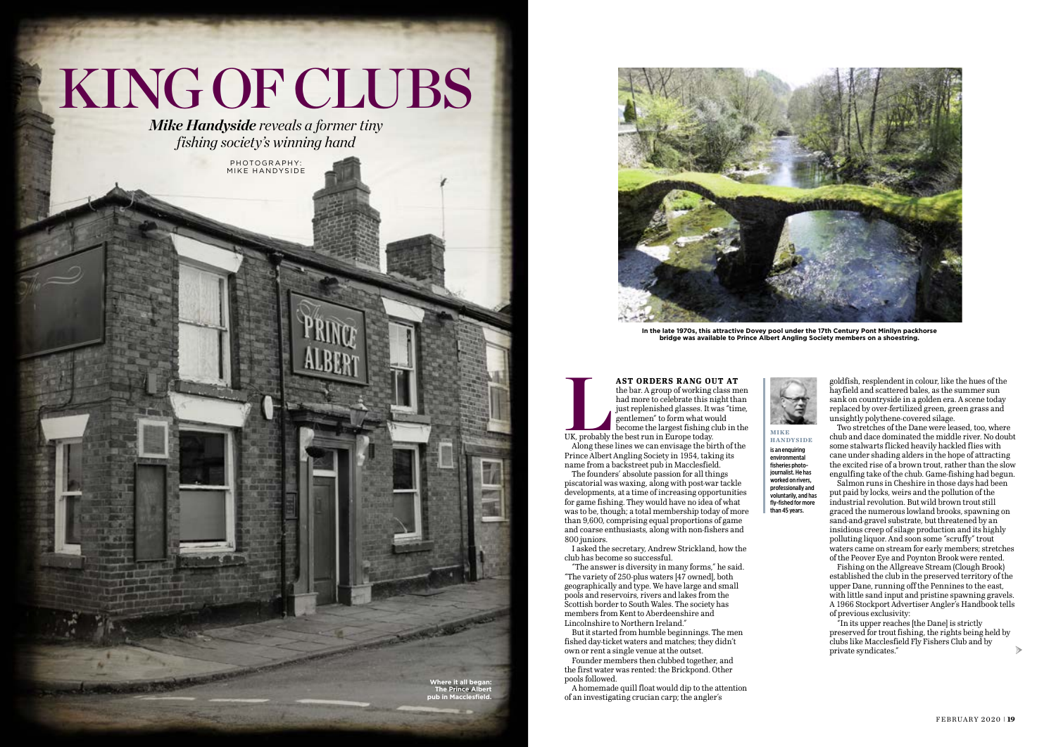# KING OF CLUBS

***Mike Handyside** reveals a former tiny fishing society's winning hand*

PHOTOGRAPHY: MIKE HANDYSIDE

Where it all began: The Prince Albert pub in Macclesfield.

In the late 1970s, this attractive Dovey pool under the 17th Century Pont Minllyn packhorse bridge was available to Prince Albert Angling Society members on a shoestring.

**LAST ORDERS RANG OUT AT** the bar. A group of working class men had more to celebrate this night than just replenished glasses. It was "time, gentlemen" to form what would become the largest fishing club in the UK, probably the best run in Europe today.

Along these lines we can envisage the birth of the Prince Albert Angling Society in 1954, taking its name from a backstreet pub in Macclesfield.

The founders' absolute passion for all things piscatorial was waxing, along with post-war tackle developments, at a time of increasing opportunities for game fishing. They would have no idea of what was to be, though; a total membership today of more than 9,600, comprising equal proportions of game and coarse enthusiasts, along with non-fishers and 800 juniors.

I asked the secretary, Andrew Strickland, how the club has become so successful.

"The answer is diversity in many forms," he said. "The variety of 250-plus waters [47 owned], both geographically and type. We have large and small pools and reservoirs, rivers and lakes from the Scottish border to South Wales. The society has members from Kent to Aberdeenshire and Lincolnshire to Northern Ireland."

But it started from humble beginnings. The men fished day-ticket waters and matches; they didn't own or rent a single venue at the outset.

Founder members then clubbed together, and the first water was rented: the Brickpond. Other pools followed.

A homemade quill float would dip to the attention of an investigating crucian carp; the angler's goldfish, resplendent in colour, like the hues of the hayfield and scattered bales, as the summer sun sank on countryside in a golden era. A scene today replaced by over-fertilized green, green grass and unsightly polythene-covered silage.

**MIKE HANDYSIDE** is an enquiring environmental fisheries photo-journalist. He has worked on rivers, professionally and voluntarily, and has fly-fished for more than 45 years.

Two stretches of the Dane were leased, too, where chub and dace dominated the middle river. No doubt some stalwarts flicked heavily hackled flies with cane under shading alders in the hope of attracting the excited rise of a brown trout, rather than the slow engulfing take of the chub. Game-fishing had begun.

Salmon runs in Cheshire in those days had been put paid by locks, weirs and the pollution of the industrial revolution. But wild brown trout still graced the numerous lowland brooks, spawning on sand-and-gravel substrate, but threatened by an insidious creep of silage production and its highly polluting liquor. And soon some "scruffy" trout waters came on stream for early members; stretches of the Peover Eye and Poynton Brook were rented.

Fishing on the Allgreave Stream (Clough Brook) established the club in the preserved territory of the upper Dane, running off the Pennines to the east, with little sand input and pristine spawning gravels. A 1966 Stockport Advertiser Angler's Handbook tells of previous exclusivity:

"In its upper reaches [the Dane] is strictly preserved for trout fishing, the rights being held by clubs like Macclesfield Fly Fishers Club and by private syndicates."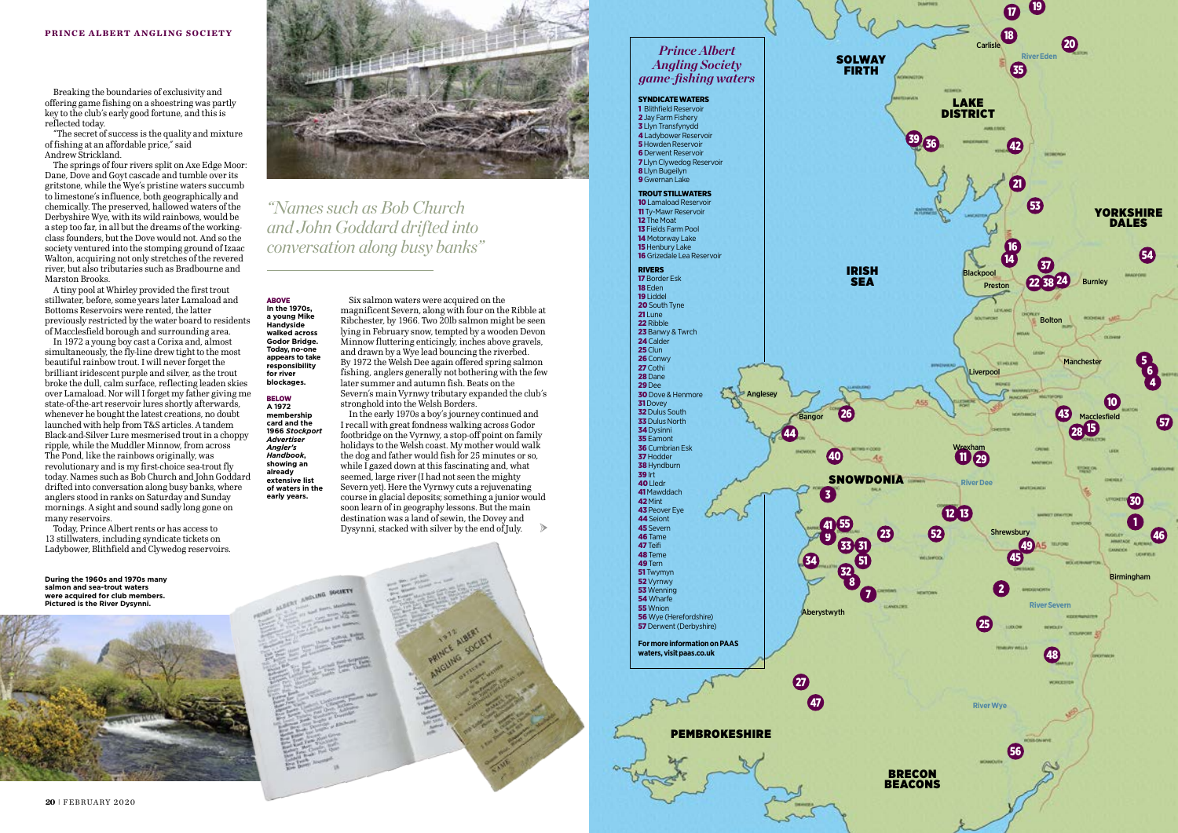Breaking the boundaries of exclusivity and offering game fishing on a shoestring was partly key to the club's early good fortune, and this is reflected today.

"The secret of success is the quality and mixture of fishing at an affordable price," said Andrew Strickland.

The springs of four rivers split on Axe Edge Moor: Dane, Dove and Goyt cascade and tumble over its gritstone, while the Wye's pristine waters succumb to limestone's influence, both geographically and chemically. The preserved, hallowed waters of the Derbyshire Wye, with its wild rainbows, would be a step too far, in all but the dreams of the working-class founders, but the Dove would not. And so the society ventured into the stomping ground of Izaac Walton, acquiring not only stretches of the revered river, but also tributaries such as Bradbourne and Marston Brooks.

A tiny pool at Whirley provided the first trout stillwater, before, some years later Lamaload and Bottoms Reservoirs were rented, the latter previously restricted by the water board to residents of Macclesfield borough and surrounding area.

In 1972 a young boy cast a Corixa and, almost simultaneously, the fly-line drew tight to the most beautiful rainbow trout. I will never forget the brilliant iridescent purple and silver, as the trout broke the dull, calm surface, reflecting leaden skies over Lamaload. Nor will I forget my father giving me state-of-the-art reservoir lures shortly afterwards, whenever he bought the latest creations, no doubt launched with help from T&S articles. A tandem Black-and-Silver Lure mesmerised trout in a choppy ripple, while the Muddler Minnow, from across The Pond, like the rainbows originally, was revolutionary and is my first-choice sea-trout fly today. Names such as Bob Church and John Goddard drifted into conversation along busy banks, where anglers stood in ranks on Saturday and Sunday mornings. A sight and sound sadly long gone on many reservoirs.

Today, Prince Albert rents or has access to 13 stillwaters, including syndicate tickets on Ladybower, Blithfield and Clywedog reservoirs.

During the 1960s and 1970s many salmon and sea-trout waters were acquired for club members. Pictured is the River Dysynni.

*"Names such as Bob Church and John Goddard drifted into conversation along busy banks"*

**ABOVE** In the 1970s, a young Mike Handyside walked across Godor Bridge. Today, no-one appears to take responsibility for river blockages.

**BELOW** A 1972 membership card and the 1966 *Stockport Advertiser Angler's Handbook*, showing an already extensive list of waters in the early years.

Six salmon waters were acquired on the magnificent Severn, along with four on the Ribble at Ribchester, by 1966. Two 20lb salmon might be seen lying in February snow, tempted by a wooden Devon Minnow fluttering enticingly, inches above gravels, and drawn by a Wye lead bouncing the riverbed. By 1972 the Welsh Dee again offered spring salmon fishing, anglers generally not bothering with the few later summer and autumn fish. Beats on the Severn's main Vyrnwy tributary expanded the club's stronghold into the Welsh Borders.

In the early 1970s a boy's journey continued and I recall with great fondness walking across Godor footbridge on the Vyrnwy, a stop-off point on family holidays to the Welsh coast. My mother would walk the dog and father would fish for 25 minutes or so, while I gazed down at this fascinating and, what seemed, large river (I had not seen the mighty Severn yet). Here the Vyrnwy cuts a rejuvenating course in glacial deposits; something a junior would soon learn of in geography lessons. But the main destination was a land of sewin, the Dovey and Dysynni, stacked with silver by the end of July.

## *Prince Albert Angling Society game-fishing waters*

**SYNDICATE WATERS**
1 Blithfield Reservoir
2 Jay Farm Fishery
3 Llyn Transfynydd
4 Ladybower Reservoir
5 Howden Reservoir
6 Derwent Reservoir
7 Llyn Clywedog Reservoir
8 Llyn Bugeilyn
9 Gwernan Lake

**TROUT STILLWATERS**
10 Lamaload Reservoir
11 Ty-Mawr Reservoir
12 The Moat
13 Fields Farm Pool
14 Motorway Lake
15 Henbury Lake
16 Grizedale Lea Reservoir

**RIVERS**
17 Border Esk
18 Eden
19 Liddel
20 South Tyne
21 Lune
22 Ribble
23 Banwy & Twrch
24 Calder
25 Clun
26 Conwy
27 Cothi
28 Dane
29 Dee
30 Dove & Henmore
31 Dovey
32 Dulus South
33 Dulus North
34 Dysinni
35 Eamont
36 Cumbrian Esk
37 Hodder
38 Hyndburn
39 Irt
40 Lledr
41 Mawddach
42 Mint
43 Peover Eye
44 Seiont
45 Severn
46 Tame
47 Teifi
48 Teme
49 Tern
51 Twymyn
52 Vyrnwy
53 Wenning
54 Wharfe
55 Wnion
56 Wye (Herefordshire)
57 Derwent (Derbyshire)

For more information on PAAS waters, visit paas.co.uk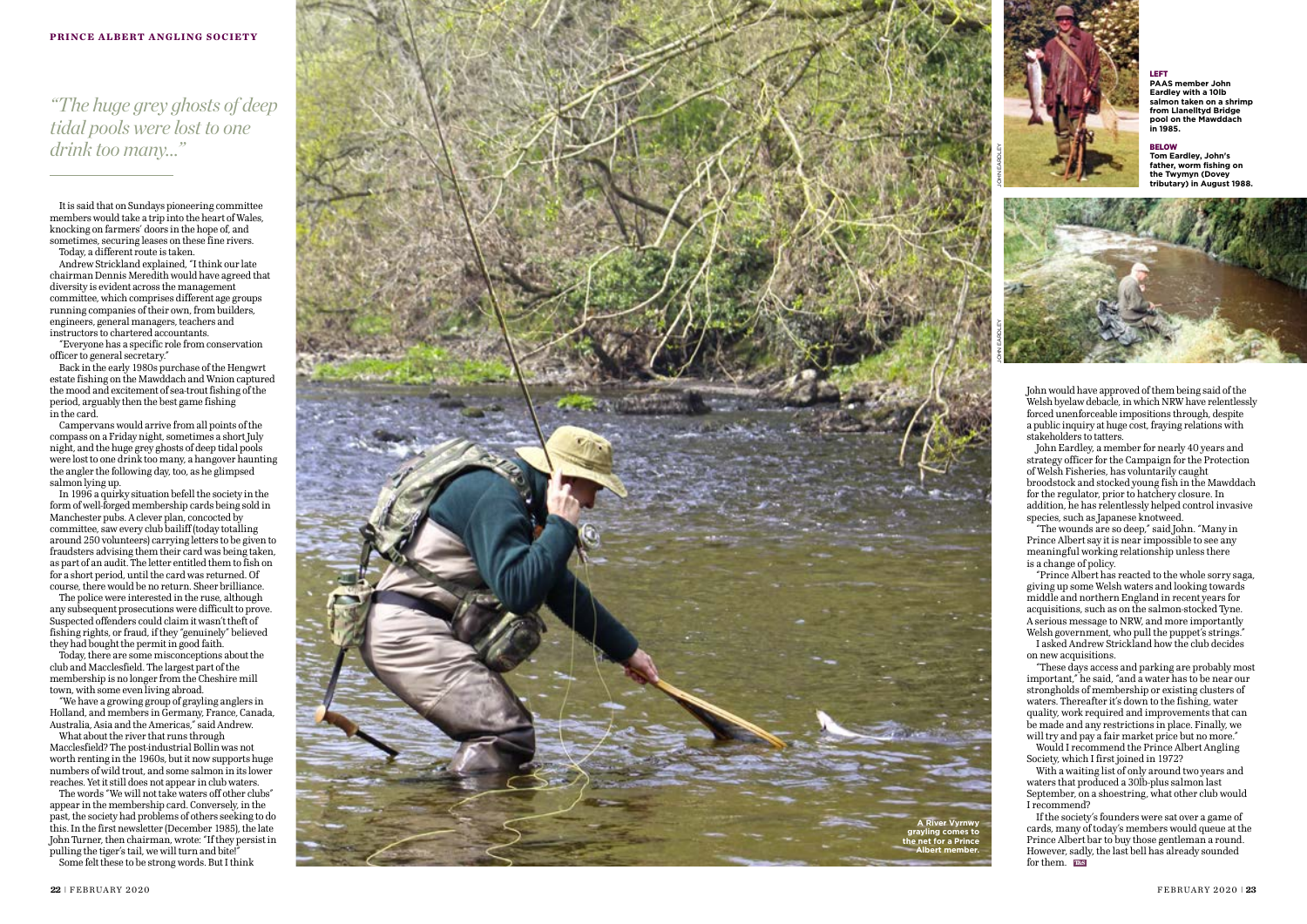*"The huge grey ghosts of deep tidal pools were lost to one drink too many..."*

It is said that on Sundays pioneering committee members would take a trip into the heart of Wales, knocking on farmers' doors in the hope of, and sometimes, securing leases on these fine rivers.

Today, a different route is taken.

Andrew Strickland explained, "I think our late chairman Dennis Meredith would have agreed that diversity is evident across the management committee, which comprises different age groups running companies of their own, from builders, engineers, general managers, teachers and instructors to chartered accountants.

"Everyone has a specific role from conservation officer to general secretary."

Back in the early 1980s purchase of the Hengwrt estate fishing on the Mawddach and Wnion captured the mood and excitement of sea-trout fishing of the period, arguably then the best game fishing in the card.

Campervans would arrive from all points of the compass on a Friday night, sometimes a short July night, and the huge grey ghosts of deep tidal pools were lost to one drink too many, a hangover haunting the angler the following day, too, as he glimpsed salmon lying up.

In 1996 a quirky situation befell the society in the form of well-forged membership cards being sold in Manchester pubs. A clever plan, concocted by committee, saw every club bailiff (today totalling around 250 volunteers) carrying letters to be given to fraudsters advising them their card was being taken, as part of an audit. The letter entitled them to fish on for a short period, until the card was returned. Of course, there would be no return. Sheer brilliance.

The police were interested in the ruse, although any subsequent prosecutions were difficult to prove. Suspected offenders could claim it wasn't theft of fishing rights, or fraud, if they "genuinely" believed they had bought the permit in good faith.

Today, there are some misconceptions about the club and Macclesfield. The largest part of the membership is no longer from the Cheshire mill town, with some even living abroad.

"We have a growing group of grayling anglers in Holland, and members in Germany, France, Canada, Australia, Asia and the Americas," said Andrew.

What about the river that runs through Macclesfield? The post-industrial Bollin was not worth renting in the 1960s, but it now supports huge numbers of wild trout, and some salmon in its lower reaches. Yet it still does not appear in club waters.

The words "We will not take waters off other clubs" appear in the membership card. Conversely, in the past, the society had problems of others seeking to do this. In the first newsletter (December 1985), the late John Turner, then chairman, wrote: "If they persist in pulling the tiger's tail, we will turn and bite!"

Some felt these to be strong words. But I think John would have approved of them being said of the Welsh byelaw debacle, in which NRW have relentlessly forced unenforceable impositions through, despite a public inquiry at huge cost, fraying relations with stakeholders to tatters.

John Eardley, a member for nearly 40 years and strategy officer for the Campaign for the Protection of Welsh Fisheries, has voluntarily caught broodstock and stocked young fish in the Mawddach for the regulator, prior to hatchery closure. In addition, he has relentlessly helped control invasive species, such as Japanese knotweed.

"The wounds are so deep," said John. "Many in Prince Albert say it is near impossible to see any meaningful working relationship unless there is a change of policy.

"Prince Albert has reacted to the whole sorry saga, giving up some Welsh waters and looking towards middle and northern England in recent years for acquisitions, such as on the salmon-stocked Tyne. A serious message to NRW, and more importantly Welsh government, who pull the puppet's strings."

I asked Andrew Strickland how the club decides on new acquisitions.

"These days access and parking are probably most important," he said, "and a water has to be near our strongholds of membership or existing clusters of waters. Thereafter it's down to the fishing, water quality, work required and improvements that can be made and any restrictions in place. Finally, we will try and pay a fair market price but no more."

Would I recommend the Prince Albert Angling Society, which I first joined in 1972?

With a waiting list of only around two years and waters that produced a 30lb-plus salmon last September, on a shoestring, what other club would I recommend?

If the society's founders were sat over a game of cards, many of today's members would queue at the Prince Albert bar to buy those gentleman a round. However, sadly, the last bell has already sounded for them.

A River Vyrnwy grayling comes to the net for a Prince Albert member.

**LEFT**
PAAS member John Eardley with a 10lb salmon taken on a shrimp from Llanelltyd Bridge pool on the Mawddach in 1985.

**BELOW**
Tom Eardley, John's father, worm fishing on the Twymyn (Dovey tributary) in August 1988.

JOHN EARDLEY